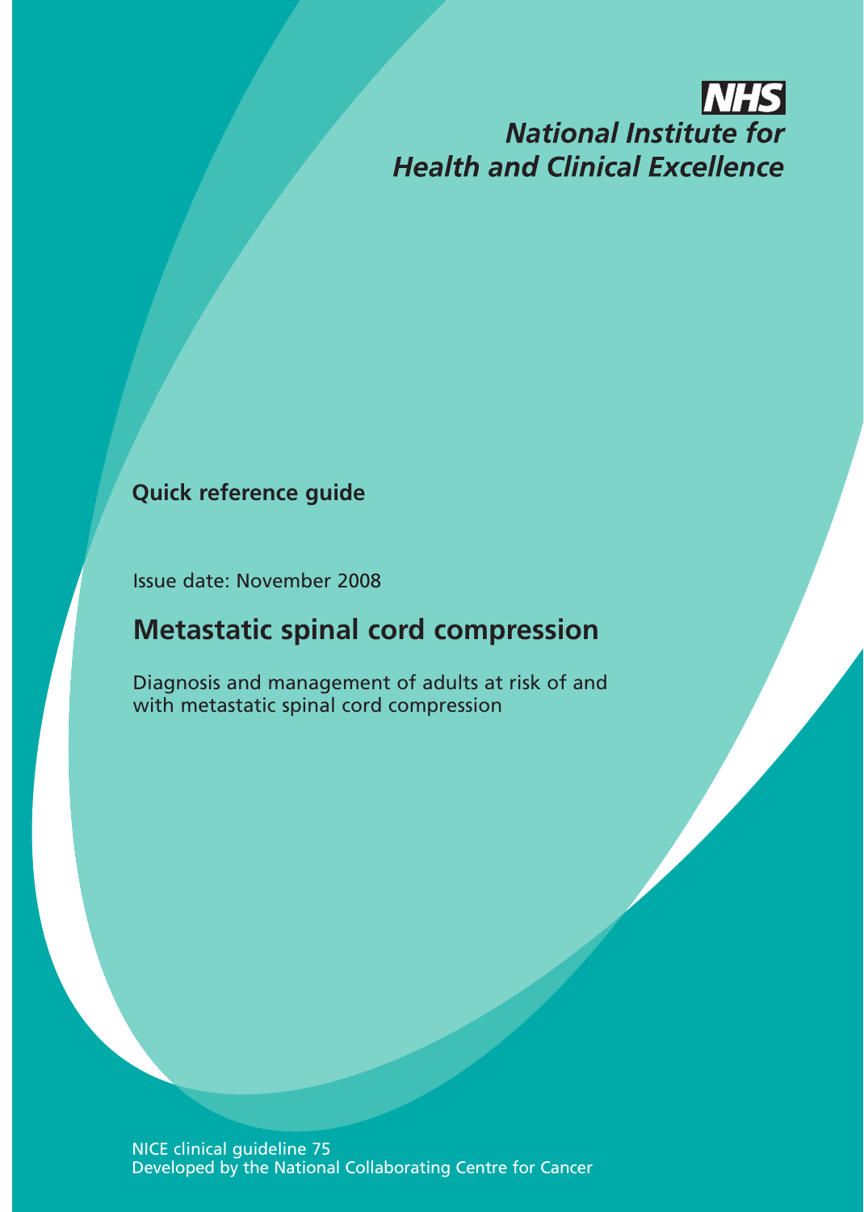**NHS**

*National Institute for Health and Clinical Excellence*

**Quick reference guide**

Issue date: November 2008

# Metastatic spinal cord compression

Diagnosis and management of adults at risk of and with metastatic spinal cord compression

NICE clinical guideline 75
Developed by the National Collaborating Centre for Cancer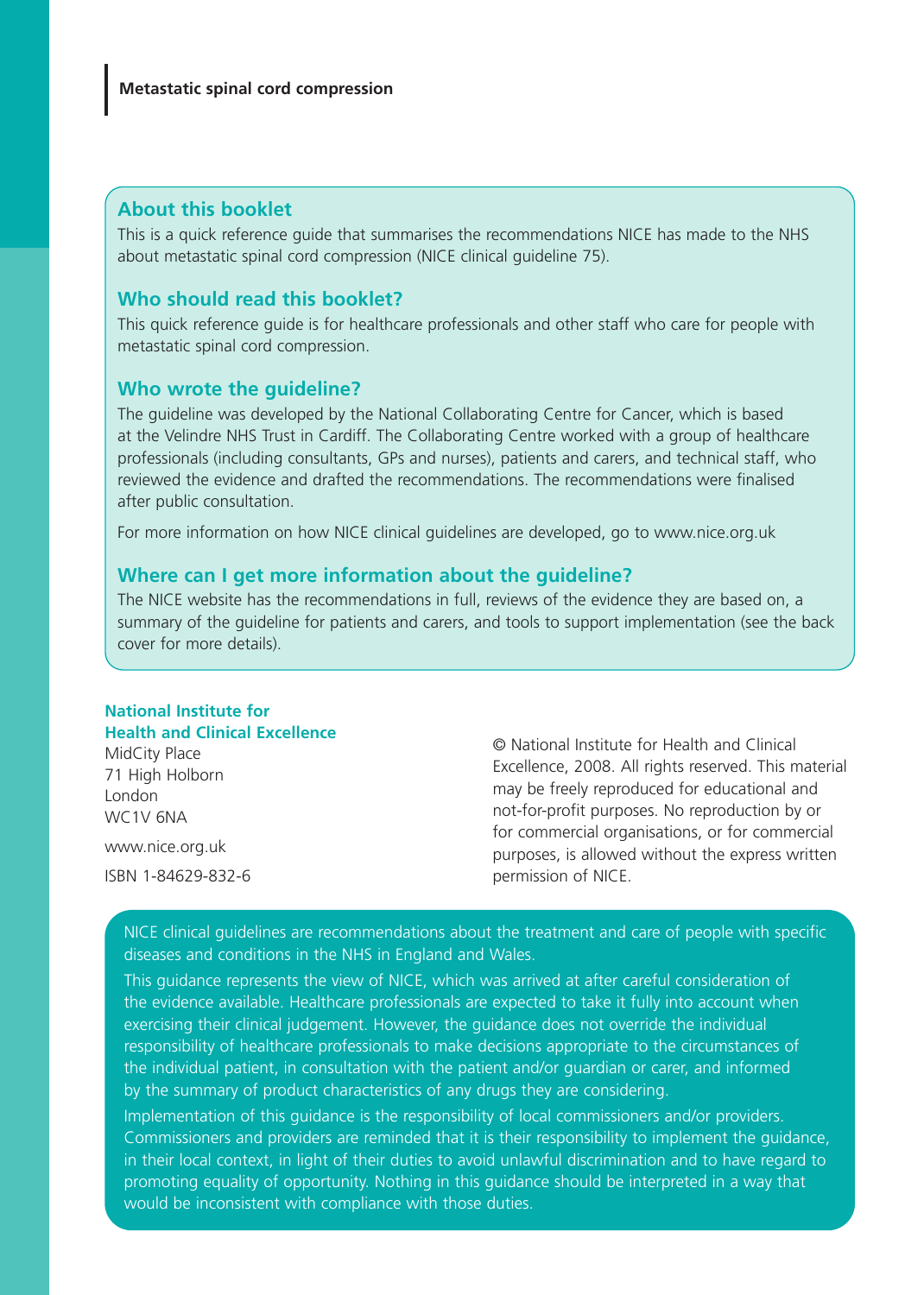## About this booklet

This is a quick reference guide that summarises the recommendations NICE has made to the NHS about metastatic spinal cord compression (NICE clinical guideline 75).

## Who should read this booklet?

This quick reference guide is for healthcare professionals and other staff who care for people with metastatic spinal cord compression.

## Who wrote the guideline?

The guideline was developed by the National Collaborating Centre for Cancer, which is based at the Velindre NHS Trust in Cardiff. The Collaborating Centre worked with a group of healthcare professionals (including consultants, GPs and nurses), patients and carers, and technical staff, who reviewed the evidence and drafted the recommendations. The recommendations were finalised after public consultation.

For more information on how NICE clinical guidelines are developed, go to www.nice.org.uk

## Where can I get more information about the guideline?

The NICE website has the recommendations in full, reviews of the evidence they are based on, a summary of the guideline for patients and carers, and tools to support implementation (see the back cover for more details).

**National Institute for Health and Clinical Excellence**
MidCity Place
71 High Holborn
London
WC1V 6NA

www.nice.org.uk

ISBN 1-84629-832-6

© National Institute for Health and Clinical Excellence, 2008. All rights reserved. This material may be freely reproduced for educational and not-for-profit purposes. No reproduction by or for commercial organisations, or for commercial purposes, is allowed without the express written permission of NICE.

NICE clinical guidelines are recommendations about the treatment and care of people with specific diseases and conditions in the NHS in England and Wales.

This guidance represents the view of NICE, which was arrived at after careful consideration of the evidence available. Healthcare professionals are expected to take it fully into account when exercising their clinical judgement. However, the guidance does not override the individual responsibility of healthcare professionals to make decisions appropriate to the circumstances of the individual patient, in consultation with the patient and/or guardian or carer, and informed by the summary of product characteristics of any drugs they are considering.

Implementation of this guidance is the responsibility of local commissioners and/or providers. Commissioners and providers are reminded that it is their responsibility to implement the guidance, in their local context, in light of their duties to avoid unlawful discrimination and to have regard to promoting equality of opportunity. Nothing in this guidance should be interpreted in a way that would be inconsistent with compliance with those duties.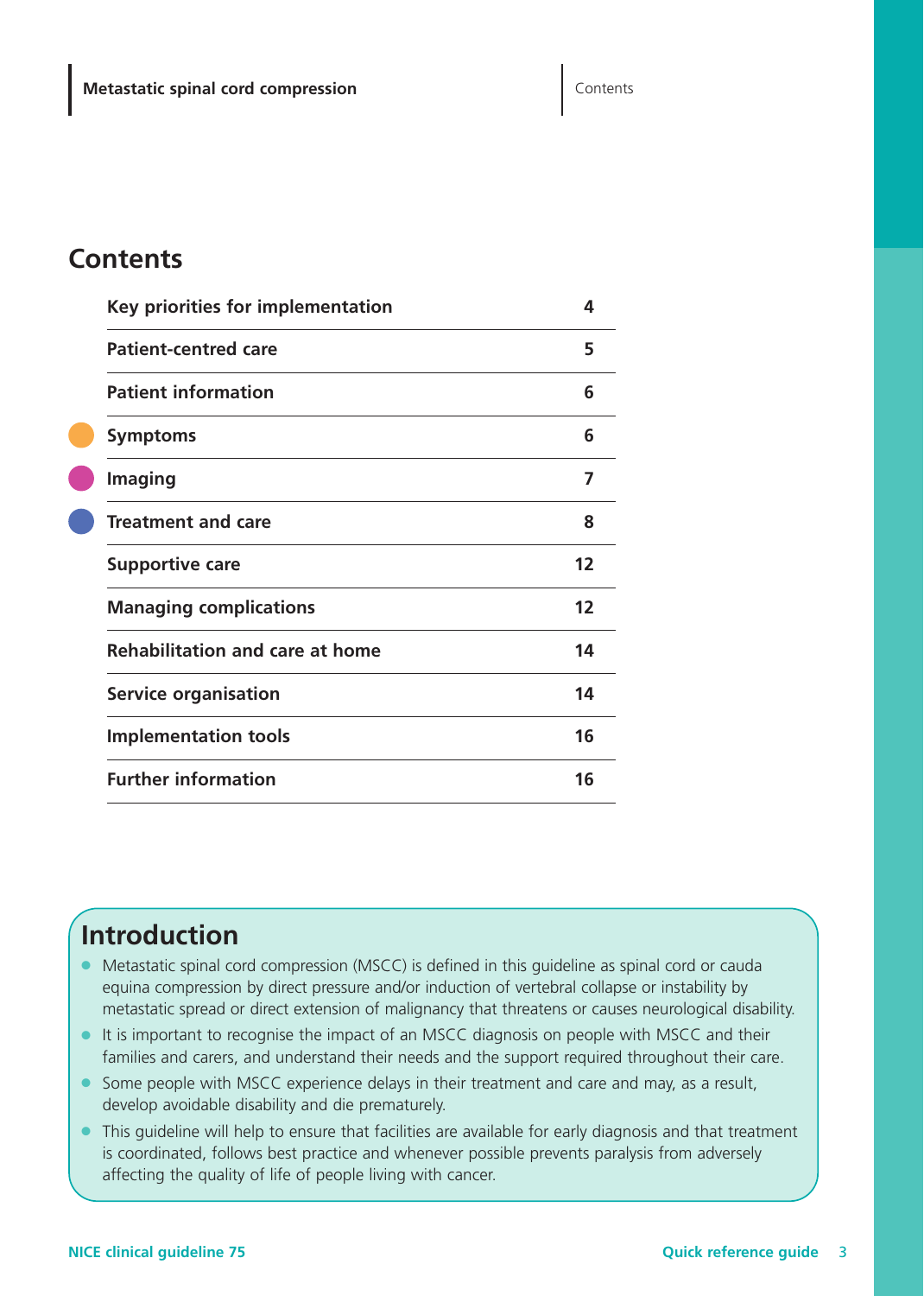## Contents

| | |
|---|---|
| Key priorities for implementation | 4 |
| Patient-centred care | 5 |
| Patient information | 6 |
| Symptoms | 6 |
| Imaging | 7 |
| Treatment and care | 8 |
| Supportive care | 12 |
| Managing complications | 12 |
| Rehabilitation and care at home | 14 |
| Service organisation | 14 |
| Implementation tools | 16 |
| Further information | 16 |

## Introduction

- Metastatic spinal cord compression (MSCC) is defined in this guideline as spinal cord or cauda equina compression by direct pressure and/or induction of vertebral collapse or instability by metastatic spread or direct extension of malignancy that threatens or causes neurological disability.
- It is important to recognise the impact of an MSCC diagnosis on people with MSCC and their families and carers, and understand their needs and the support required throughout their care.
- Some people with MSCC experience delays in their treatment and care and may, as a result, develop avoidable disability and die prematurely.
- This guideline will help to ensure that facilities are available for early diagnosis and that treatment is coordinated, follows best practice and whenever possible prevents paralysis from adversely affecting the quality of life of people living with cancer.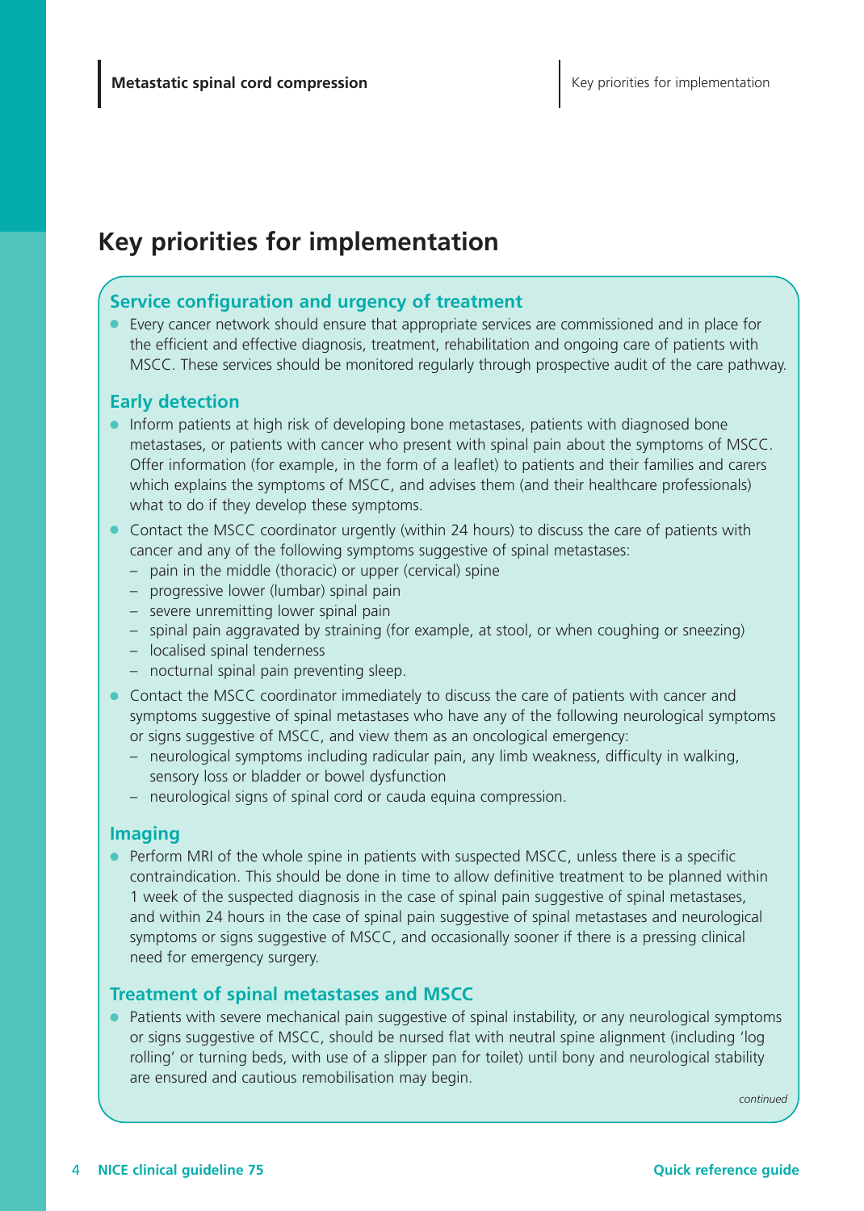# Key priorities for implementation

## Service configuration and urgency of treatment

- Every cancer network should ensure that appropriate services are commissioned and in place for the efficient and effective diagnosis, treatment, rehabilitation and ongoing care of patients with MSCC. These services should be monitored regularly through prospective audit of the care pathway.

## Early detection

- Inform patients at high risk of developing bone metastases, patients with diagnosed bone metastases, or patients with cancer who present with spinal pain about the symptoms of MSCC. Offer information (for example, in the form of a leaflet) to patients and their families and carers which explains the symptoms of MSCC, and advises them (and their healthcare professionals) what to do if they develop these symptoms.
- Contact the MSCC coordinator urgently (within 24 hours) to discuss the care of patients with cancer and any of the following symptoms suggestive of spinal metastases:
  - pain in the middle (thoracic) or upper (cervical) spine
  - progressive lower (lumbar) spinal pain
  - severe unremitting lower spinal pain
  - spinal pain aggravated by straining (for example, at stool, or when coughing or sneezing)
  - localised spinal tenderness
  - nocturnal spinal pain preventing sleep.
- Contact the MSCC coordinator immediately to discuss the care of patients with cancer and symptoms suggestive of spinal metastases who have any of the following neurological symptoms or signs suggestive of MSCC, and view them as an oncological emergency:
  - neurological symptoms including radicular pain, any limb weakness, difficulty in walking, sensory loss or bladder or bowel dysfunction
  - neurological signs of spinal cord or cauda equina compression.

## Imaging

- Perform MRI of the whole spine in patients with suspected MSCC, unless there is a specific contraindication. This should be done in time to allow definitive treatment to be planned within 1 week of the suspected diagnosis in the case of spinal pain suggestive of spinal metastases, and within 24 hours in the case of spinal pain suggestive of spinal metastases and neurological symptoms or signs suggestive of MSCC, and occasionally sooner if there is a pressing clinical need for emergency surgery.

## Treatment of spinal metastases and MSCC

- Patients with severe mechanical pain suggestive of spinal instability, or any neurological symptoms or signs suggestive of MSCC, should be nursed flat with neutral spine alignment (including 'log rolling' or turning beds, with use of a slipper pan for toilet) until bony and neurological stability are ensured and cautious remobilisation may begin.

*continued*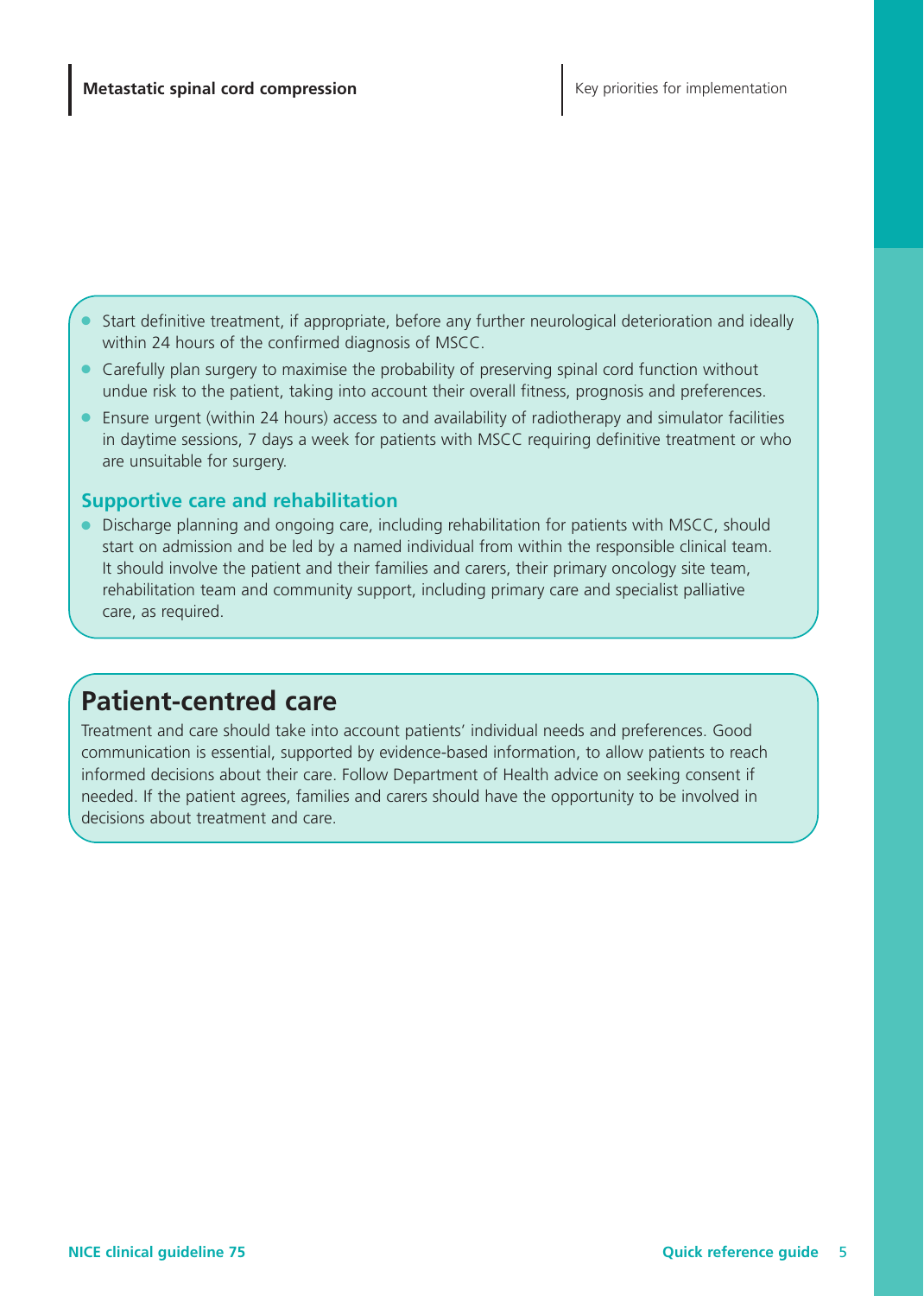- Start definitive treatment, if appropriate, before any further neurological deterioration and ideally within 24 hours of the confirmed diagnosis of MSCC.
- Carefully plan surgery to maximise the probability of preserving spinal cord function without undue risk to the patient, taking into account their overall fitness, prognosis and preferences.
- Ensure urgent (within 24 hours) access to and availability of radiotherapy and simulator facilities in daytime sessions, 7 days a week for patients with MSCC requiring definitive treatment or who are unsuitable for surgery.

### Supportive care and rehabilitation

- Discharge planning and ongoing care, including rehabilitation for patients with MSCC, should start on admission and be led by a named individual from within the responsible clinical team. It should involve the patient and their families and carers, their primary oncology site team, rehabilitation team and community support, including primary care and specialist palliative care, as required.

## Patient-centred care

Treatment and care should take into account patients' individual needs and preferences. Good communication is essential, supported by evidence-based information, to allow patients to reach informed decisions about their care. Follow Department of Health advice on seeking consent if needed. If the patient agrees, families and carers should have the opportunity to be involved in decisions about treatment and care.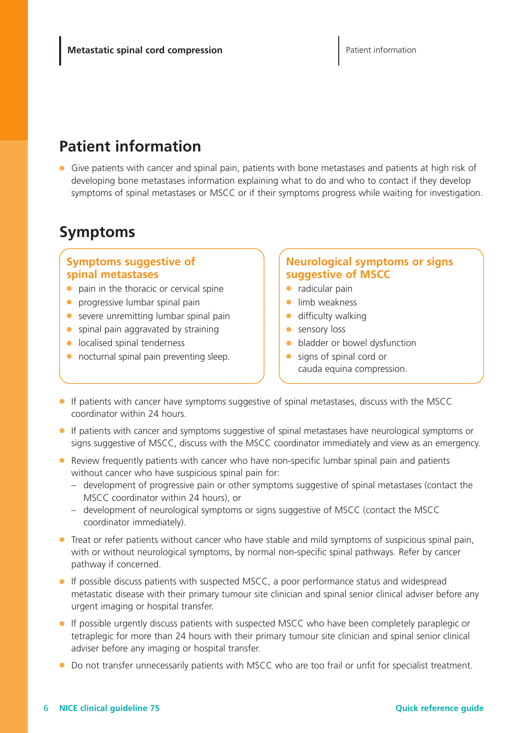## Patient information

- Give patients with cancer and spinal pain, patients with bone metastases and patients at high risk of developing bone metastases information explaining what to do and who to contact if they develop symptoms of spinal metastases or MSCC or if their symptoms progress while waiting for investigation.

## Symptoms

### Symptoms suggestive of spinal metastases

- pain in the thoracic or cervical spine
- progressive lumbar spinal pain
- severe unremitting lumbar spinal pain
- spinal pain aggravated by straining
- localised spinal tenderness
- nocturnal spinal pain preventing sleep.

### Neurological symptoms or signs suggestive of MSCC

- radicular pain
- limb weakness
- difficulty walking
- sensory loss
- bladder or bowel dysfunction
- signs of spinal cord or cauda equina compression.

- If patients with cancer have symptoms suggestive of spinal metastases, discuss with the MSCC coordinator within 24 hours.
- If patients with cancer and symptoms suggestive of spinal metastases have neurological symptoms or signs suggestive of MSCC, discuss with the MSCC coordinator immediately and view as an emergency.
- Review frequently patients with cancer who have non-specific lumbar spinal pain and patients without cancer who have suspicious spinal pain for:
  - development of progressive pain or other symptoms suggestive of spinal metastases (contact the MSCC coordinator within 24 hours), or
  - development of neurological symptoms or signs suggestive of MSCC (contact the MSCC coordinator immediately).
- Treat or refer patients without cancer who have stable and mild symptoms of suspicious spinal pain, with or without neurological symptoms, by normal non-specific spinal pathways. Refer by cancer pathway if concerned.
- If possible discuss patients with suspected MSCC, a poor performance status and widespread metastatic disease with their primary tumour site clinician and spinal senior clinical adviser before any urgent imaging or hospital transfer.
- If possible urgently discuss patients with suspected MSCC who have been completely paraplegic or tetraplegic for more than 24 hours with their primary tumour site clinician and spinal senior clinical adviser before any imaging or hospital transfer.
- Do not transfer unnecessarily patients with MSCC who are too frail or unfit for specialist treatment.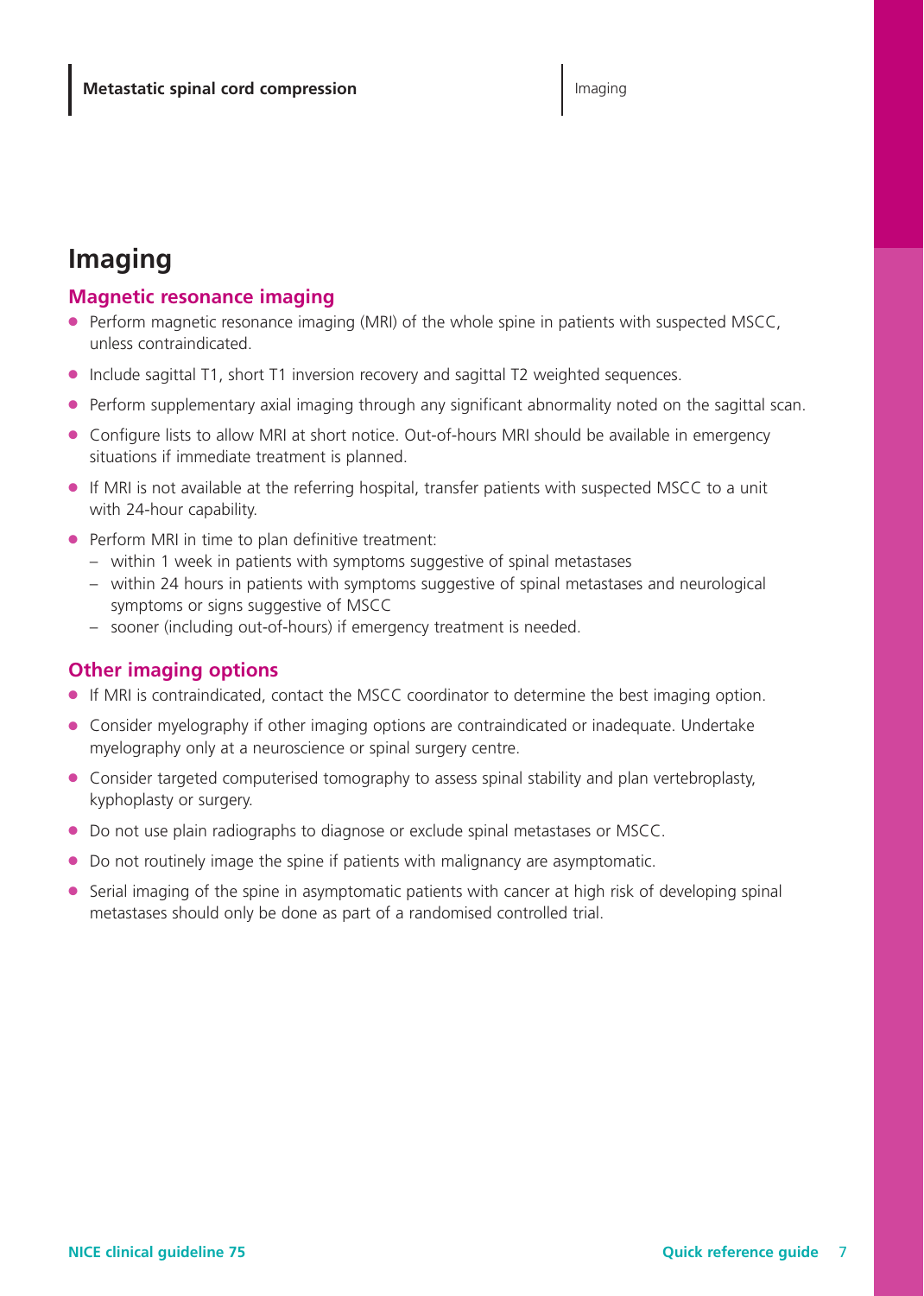## Imaging

### Magnetic resonance imaging

- Perform magnetic resonance imaging (MRI) of the whole spine in patients with suspected MSCC, unless contraindicated.
- Include sagittal T1, short T1 inversion recovery and sagittal T2 weighted sequences.
- Perform supplementary axial imaging through any significant abnormality noted on the sagittal scan.
- Configure lists to allow MRI at short notice. Out-of-hours MRI should be available in emergency situations if immediate treatment is planned.
- If MRI is not available at the referring hospital, transfer patients with suspected MSCC to a unit with 24-hour capability.
- Perform MRI in time to plan definitive treatment:
  - within 1 week in patients with symptoms suggestive of spinal metastases
  - within 24 hours in patients with symptoms suggestive of spinal metastases and neurological symptoms or signs suggestive of MSCC
  - sooner (including out-of-hours) if emergency treatment is needed.

### Other imaging options

- If MRI is contraindicated, contact the MSCC coordinator to determine the best imaging option.
- Consider myelography if other imaging options are contraindicated or inadequate. Undertake myelography only at a neuroscience or spinal surgery centre.
- Consider targeted computerised tomography to assess spinal stability and plan vertebroplasty, kyphoplasty or surgery.
- Do not use plain radiographs to diagnose or exclude spinal metastases or MSCC.
- Do not routinely image the spine if patients with malignancy are asymptomatic.
- Serial imaging of the spine in asymptomatic patients with cancer at high risk of developing spinal metastases should only be done as part of a randomised controlled trial.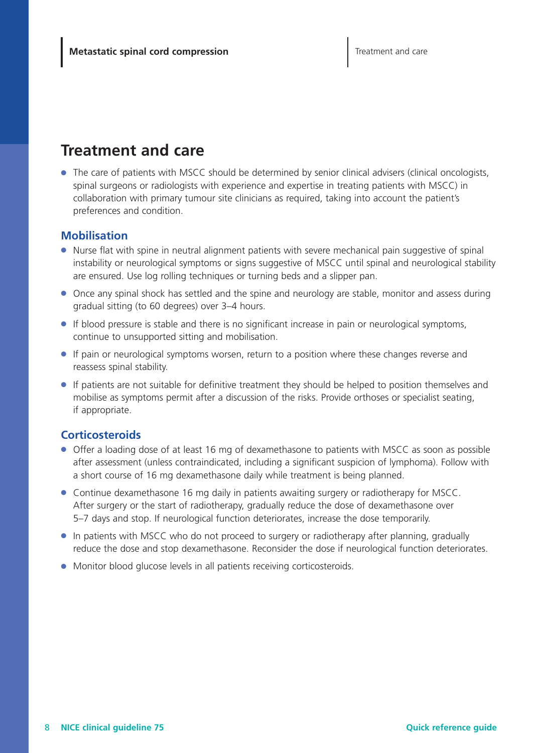# Treatment and care

- The care of patients with MSCC should be determined by senior clinical advisers (clinical oncologists, spinal surgeons or radiologists with experience and expertise in treating patients with MSCC) in collaboration with primary tumour site clinicians as required, taking into account the patient's preferences and condition.

## Mobilisation

- Nurse flat with spine in neutral alignment patients with severe mechanical pain suggestive of spinal instability or neurological symptoms or signs suggestive of MSCC until spinal and neurological stability are ensured. Use log rolling techniques or turning beds and a slipper pan.
- Once any spinal shock has settled and the spine and neurology are stable, monitor and assess during gradual sitting (to 60 degrees) over 3–4 hours.
- If blood pressure is stable and there is no significant increase in pain or neurological symptoms, continue to unsupported sitting and mobilisation.
- If pain or neurological symptoms worsen, return to a position where these changes reverse and reassess spinal stability.
- If patients are not suitable for definitive treatment they should be helped to position themselves and mobilise as symptoms permit after a discussion of the risks. Provide orthoses or specialist seating, if appropriate.

## Corticosteroids

- Offer a loading dose of at least 16 mg of dexamethasone to patients with MSCC as soon as possible after assessment (unless contraindicated, including a significant suspicion of lymphoma). Follow with a short course of 16 mg dexamethasone daily while treatment is being planned.
- Continue dexamethasone 16 mg daily in patients awaiting surgery or radiotherapy for MSCC. After surgery or the start of radiotherapy, gradually reduce the dose of dexamethasone over 5–7 days and stop. If neurological function deteriorates, increase the dose temporarily.
- In patients with MSCC who do not proceed to surgery or radiotherapy after planning, gradually reduce the dose and stop dexamethasone. Reconsider the dose if neurological function deteriorates.
- Monitor blood glucose levels in all patients receiving corticosteroids.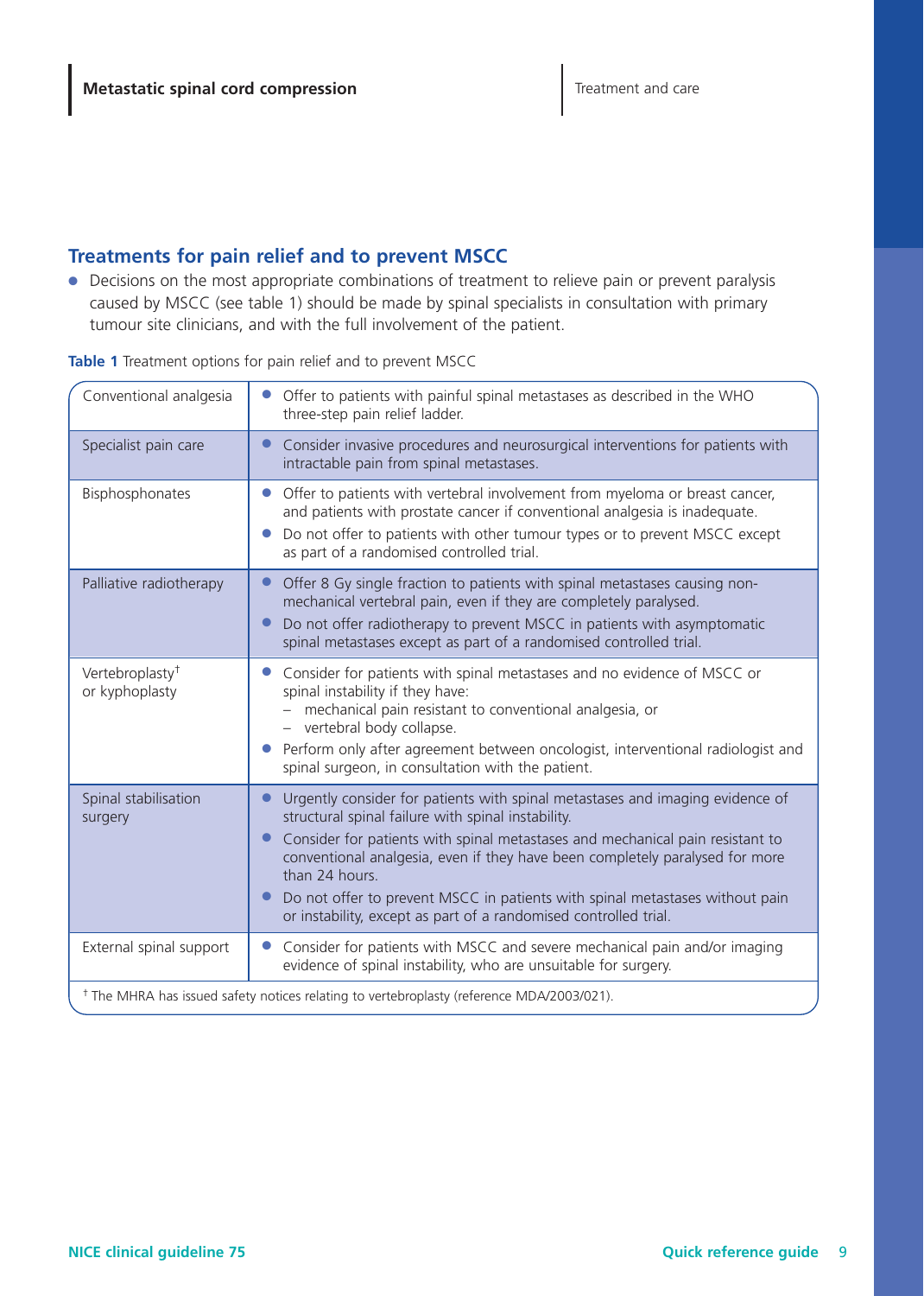## Treatments for pain relief and to prevent MSCC

- Decisions on the most appropriate combinations of treatment to relieve pain or prevent paralysis caused by MSCC (see table 1) should be made by spinal specialists in consultation with primary tumour site clinicians, and with the full involvement of the patient.

**Table 1** Treatment options for pain relief and to prevent MSCC

| | |
|---|---|
| Conventional analgesia | • Offer to patients with painful spinal metastases as described in the WHO three-step pain relief ladder. |
| Specialist pain care | • Consider invasive procedures and neurosurgical interventions for patients with intractable pain from spinal metastases. |
| Bisphosphonates | • Offer to patients with vertebral involvement from myeloma or breast cancer, and patients with prostate cancer if conventional analgesia is inadequate.<br>• Do not offer to patients with other tumour types or to prevent MSCC except as part of a randomised controlled trial. |
| Palliative radiotherapy | • Offer 8 Gy single fraction to patients with spinal metastases causing non-mechanical vertebral pain, even if they are completely paralysed.<br>• Do not offer radiotherapy to prevent MSCC in patients with asymptomatic spinal metastases except as part of a randomised controlled trial. |
| Vertebroplasty† or kyphoplasty | • Consider for patients with spinal metastases and no evidence of MSCC or spinal instability if they have:<br>– mechanical pain resistant to conventional analgesia, or<br>– vertebral body collapse.<br>• Perform only after agreement between oncologist, interventional radiologist and spinal surgeon, in consultation with the patient. |
| Spinal stabilisation surgery | • Urgently consider for patients with spinal metastases and imaging evidence of structural spinal failure with spinal instability.<br>• Consider for patients with spinal metastases and mechanical pain resistant to conventional analgesia, even if they have been completely paralysed for more than 24 hours.<br>• Do not offer to prevent MSCC in patients with spinal metastases without pain or instability, except as part of a randomised controlled trial. |
| External spinal support | • Consider for patients with MSCC and severe mechanical pain and/or imaging evidence of spinal instability, who are unsuitable for surgery. |

† The MHRA has issued safety notices relating to vertebroplasty (reference MDA/2003/021).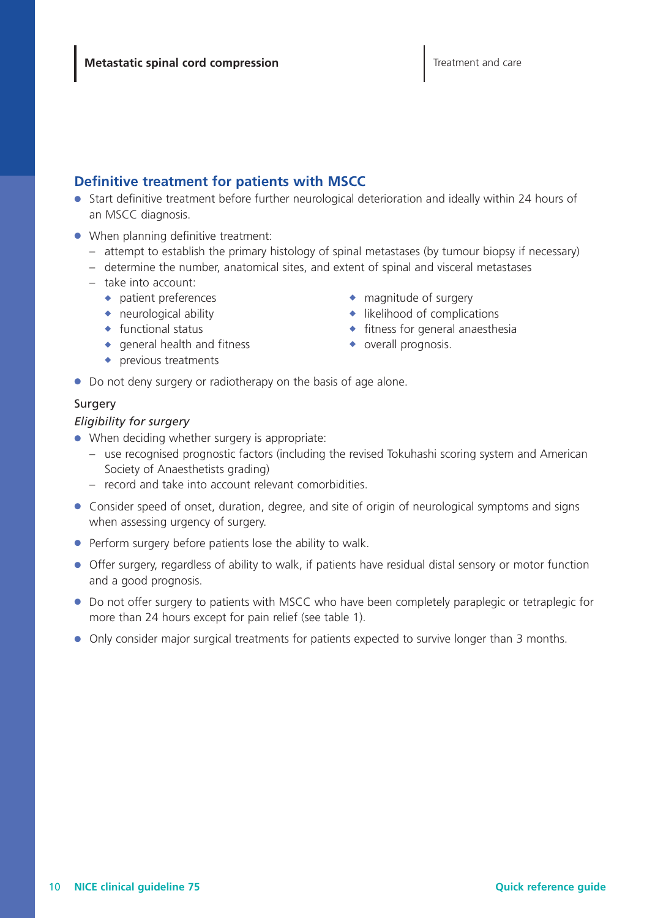## Definitive treatment for patients with MSCC

- Start definitive treatment before further neurological deterioration and ideally within 24 hours of an MSCC diagnosis.
- When planning definitive treatment:
  - attempt to establish the primary histology of spinal metastases (by tumour biopsy if necessary)
  - determine the number, anatomical sites, and extent of spinal and visceral metastases
  - take into account:
    - patient preferences
    - neurological ability
    - functional status
    - general health and fitness
    - previous treatments
    - magnitude of surgery
    - likelihood of complications
    - fitness for general anaesthesia
    - overall prognosis.
- Do not deny surgery or radiotherapy on the basis of age alone.

### Surgery

*Eligibility for surgery*

- When deciding whether surgery is appropriate:
  - use recognised prognostic factors (including the revised Tokuhashi scoring system and American Society of Anaesthetists grading)
  - record and take into account relevant comorbidities.
- Consider speed of onset, duration, degree, and site of origin of neurological symptoms and signs when assessing urgency of surgery.
- Perform surgery before patients lose the ability to walk.
- Offer surgery, regardless of ability to walk, if patients have residual distal sensory or motor function and a good prognosis.
- Do not offer surgery to patients with MSCC who have been completely paraplegic or tetraplegic for more than 24 hours except for pain relief (see table 1).
- Only consider major surgical treatments for patients expected to survive longer than 3 months.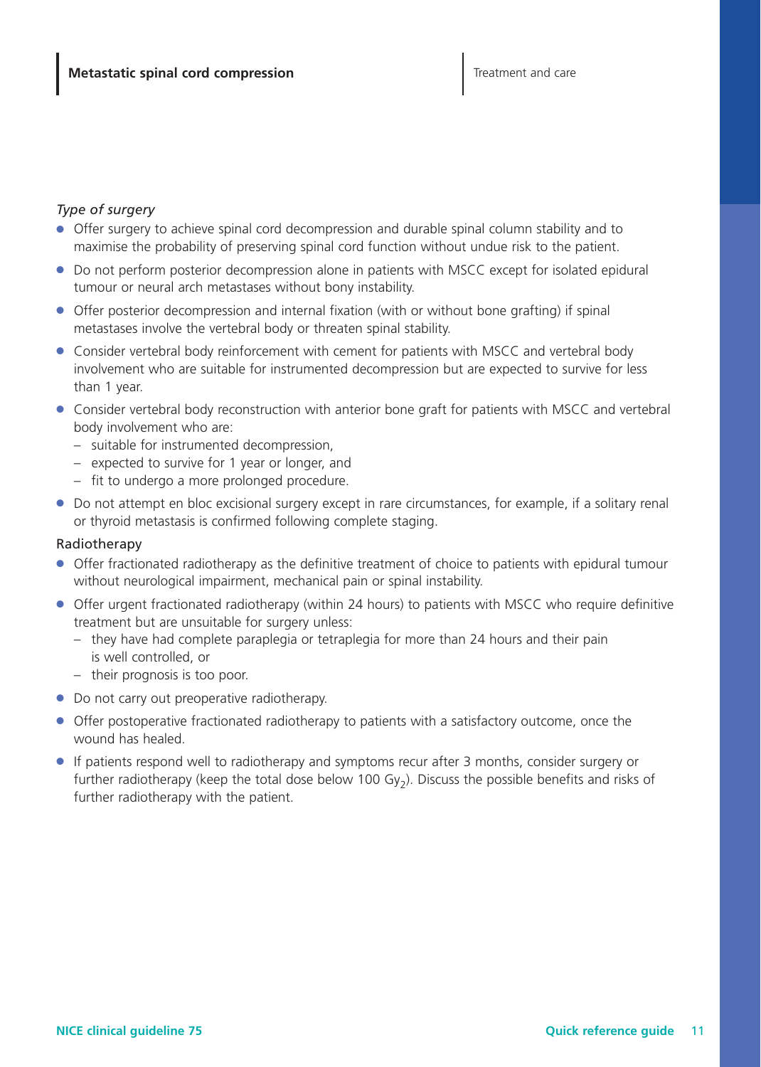*Type of surgery*

- Offer surgery to achieve spinal cord decompression and durable spinal column stability and to maximise the probability of preserving spinal cord function without undue risk to the patient.
- Do not perform posterior decompression alone in patients with MSCC except for isolated epidural tumour or neural arch metastases without bony instability.
- Offer posterior decompression and internal fixation (with or without bone grafting) if spinal metastases involve the vertebral body or threaten spinal stability.
- Consider vertebral body reinforcement with cement for patients with MSCC and vertebral body involvement who are suitable for instrumented decompression but are expected to survive for less than 1 year.
- Consider vertebral body reconstruction with anterior bone graft for patients with MSCC and vertebral body involvement who are:
  - suitable for instrumented decompression,
  - expected to survive for 1 year or longer, and
  - fit to undergo a more prolonged procedure.
- Do not attempt en bloc excisional surgery except in rare circumstances, for example, if a solitary renal or thyroid metastasis is confirmed following complete staging.

Radiotherapy

- Offer fractionated radiotherapy as the definitive treatment of choice to patients with epidural tumour without neurological impairment, mechanical pain or spinal instability.
- Offer urgent fractionated radiotherapy (within 24 hours) to patients with MSCC who require definitive treatment but are unsuitable for surgery unless:
  - they have had complete paraplegia or tetraplegia for more than 24 hours and their pain is well controlled, or
  - their prognosis is too poor.
- Do not carry out preoperative radiotherapy.
- Offer postoperative fractionated radiotherapy to patients with a satisfactory outcome, once the wound has healed.
- If patients respond well to radiotherapy and symptoms recur after 3 months, consider surgery or further radiotherapy (keep the total dose below 100 $Gy_2$). Discuss the possible benefits and risks of further radiotherapy with the patient.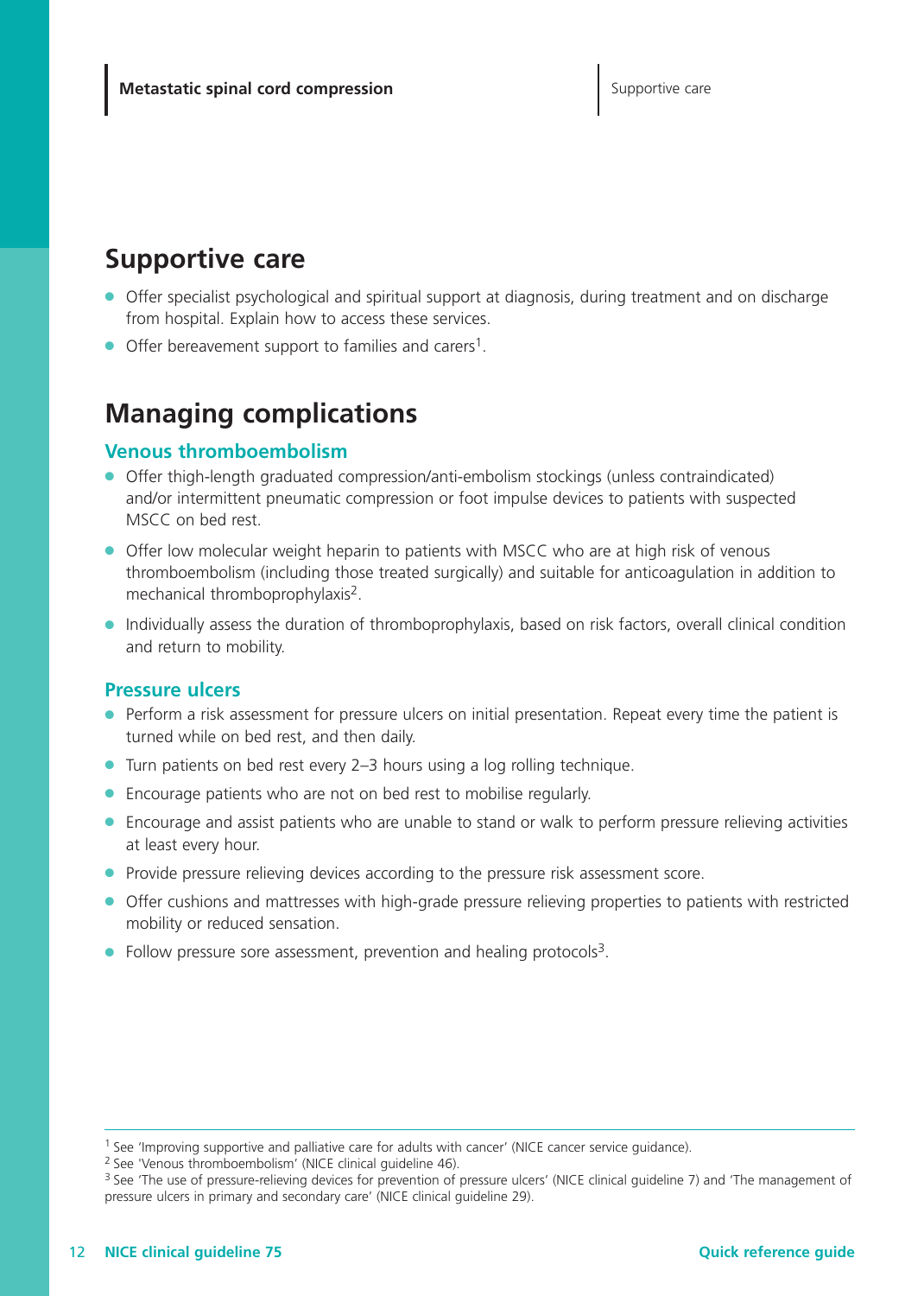## Supportive care

- Offer specialist psychological and spiritual support at diagnosis, during treatment and on discharge from hospital. Explain how to access these services.
- Offer bereavement support to families and carers[1].

## Managing complications

### Venous thromboembolism

- Offer thigh-length graduated compression/anti-embolism stockings (unless contraindicated) and/or intermittent pneumatic compression or foot impulse devices to patients with suspected MSCC on bed rest.
- Offer low molecular weight heparin to patients with MSCC who are at high risk of venous thromboembolism (including those treated surgically) and suitable for anticoagulation in addition to mechanical thromboprophylaxis[2].
- Individually assess the duration of thromboprophylaxis, based on risk factors, overall clinical condition and return to mobility.

### Pressure ulcers

- Perform a risk assessment for pressure ulcers on initial presentation. Repeat every time the patient is turned while on bed rest, and then daily.
- Turn patients on bed rest every 2–3 hours using a log rolling technique.
- Encourage patients who are not on bed rest to mobilise regularly.
- Encourage and assist patients who are unable to stand or walk to perform pressure relieving activities at least every hour.
- Provide pressure relieving devices according to the pressure risk assessment score.
- Offer cushions and mattresses with high-grade pressure relieving properties to patients with restricted mobility or reduced sensation.
- Follow pressure sore assessment, prevention and healing protocols[3].

---

[1] See 'Improving supportive and palliative care for adults with cancer' (NICE cancer service guidance).

[2] See 'Venous thromboembolism' (NICE clinical guideline 46).

[3] See 'The use of pressure-relieving devices for prevention of pressure ulcers' (NICE clinical guideline 7) and 'The management of pressure ulcers in primary and secondary care' (NICE clinical guideline 29).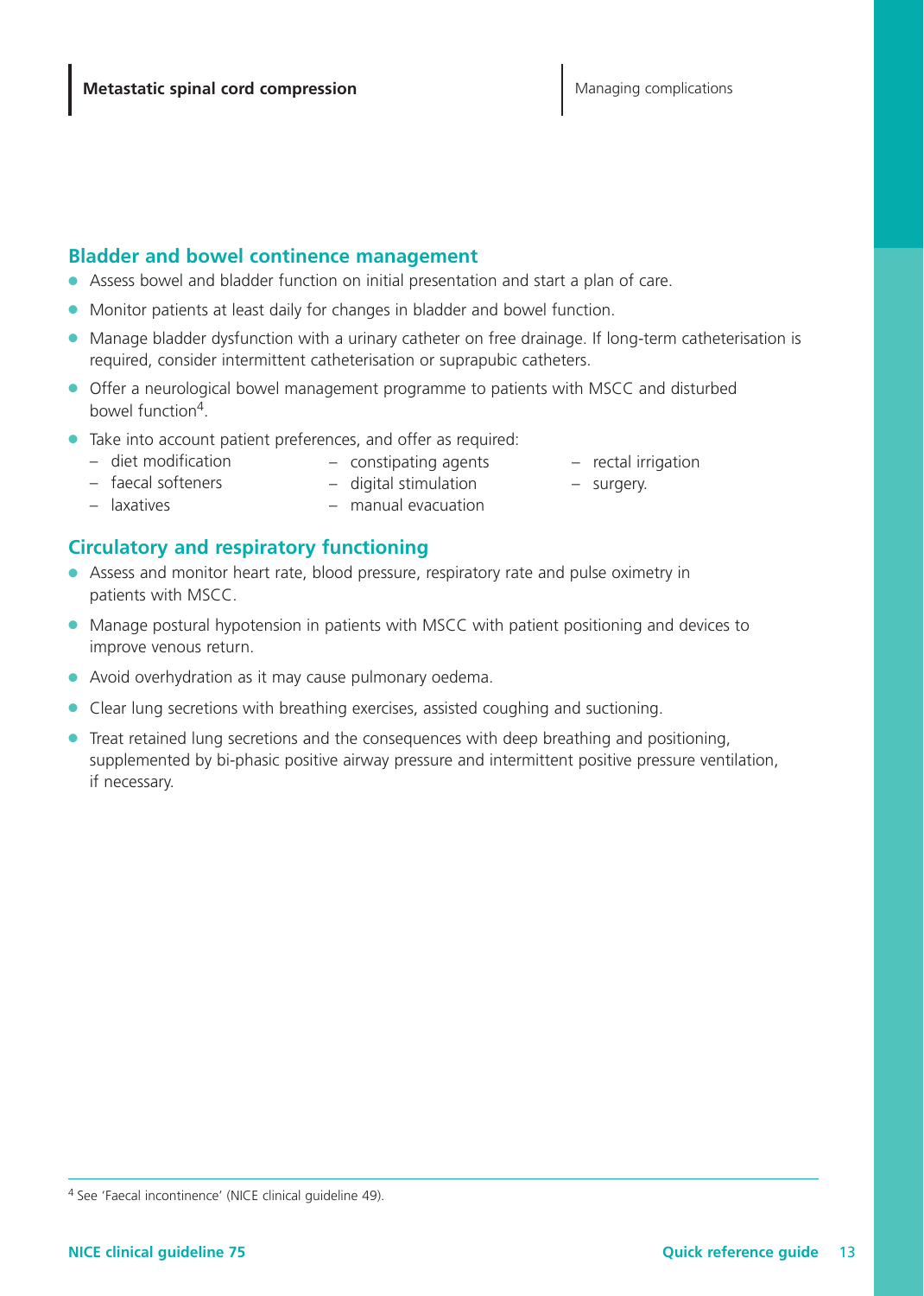## Bladder and bowel continence management

- Assess bowel and bladder function on initial presentation and start a plan of care.
- Monitor patients at least daily for changes in bladder and bowel function.
- Manage bladder dysfunction with a urinary catheter on free drainage. If long-term catheterisation is required, consider intermittent catheterisation or suprapubic catheters.
- Offer a neurological bowel management programme to patients with MSCC and disturbed bowel function[4].
- Take into account patient preferences, and offer as required:
  - diet modification
  - faecal softeners
  - laxatives
  - constipating agents
  - digital stimulation
  - manual evacuation
  - rectal irrigation
  - surgery.

## Circulatory and respiratory functioning

- Assess and monitor heart rate, blood pressure, respiratory rate and pulse oximetry in patients with MSCC.
- Manage postural hypotension in patients with MSCC with patient positioning and devices to improve venous return.
- Avoid overhydration as it may cause pulmonary oedema.
- Clear lung secretions with breathing exercises, assisted coughing and suctioning.
- Treat retained lung secretions and the consequences with deep breathing and positioning, supplemented by bi-phasic positive airway pressure and intermittent positive pressure ventilation, if necessary.

---

[4] See 'Faecal incontinence' (NICE clinical guideline 49).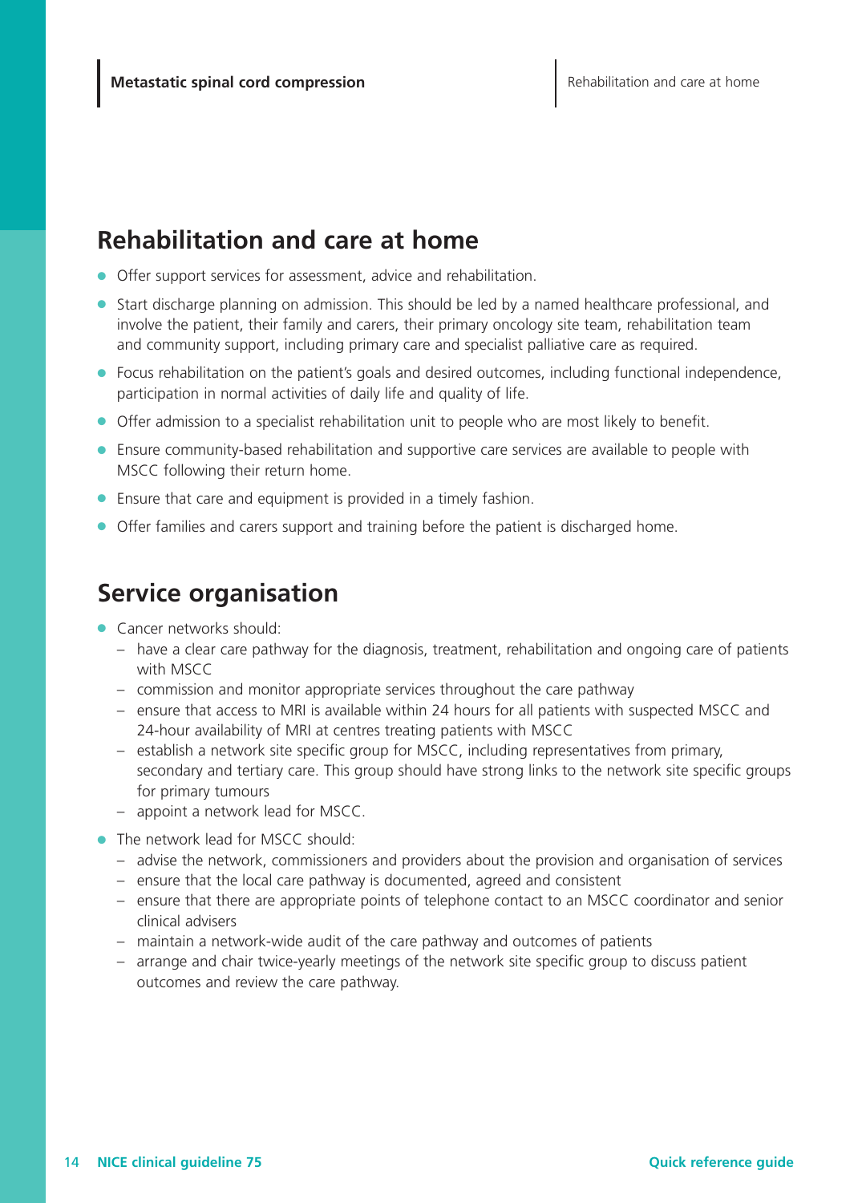## Rehabilitation and care at home

- Offer support services for assessment, advice and rehabilitation.
- Start discharge planning on admission. This should be led by a named healthcare professional, and involve the patient, their family and carers, their primary oncology site team, rehabilitation team and community support, including primary care and specialist palliative care as required.
- Focus rehabilitation on the patient's goals and desired outcomes, including functional independence, participation in normal activities of daily life and quality of life.
- Offer admission to a specialist rehabilitation unit to people who are most likely to benefit.
- Ensure community-based rehabilitation and supportive care services are available to people with MSCC following their return home.
- Ensure that care and equipment is provided in a timely fashion.
- Offer families and carers support and training before the patient is discharged home.

## Service organisation

- Cancer networks should:
  - have a clear care pathway for the diagnosis, treatment, rehabilitation and ongoing care of patients with MSCC
  - commission and monitor appropriate services throughout the care pathway
  - ensure that access to MRI is available within 24 hours for all patients with suspected MSCC and 24-hour availability of MRI at centres treating patients with MSCC
  - establish a network site specific group for MSCC, including representatives from primary, secondary and tertiary care. This group should have strong links to the network site specific groups for primary tumours
  - appoint a network lead for MSCC.
- The network lead for MSCC should:
  - advise the network, commissioners and providers about the provision and organisation of services
  - ensure that the local care pathway is documented, agreed and consistent
  - ensure that there are appropriate points of telephone contact to an MSCC coordinator and senior clinical advisers
  - maintain a network-wide audit of the care pathway and outcomes of patients
  - arrange and chair twice-yearly meetings of the network site specific group to discuss patient outcomes and review the care pathway.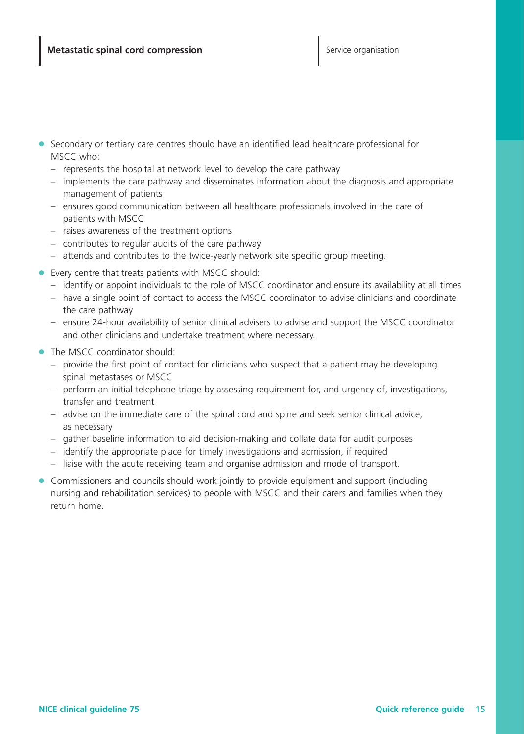- Secondary or tertiary care centres should have an identified lead healthcare professional for MSCC who:
  - represents the hospital at network level to develop the care pathway
  - implements the care pathway and disseminates information about the diagnosis and appropriate management of patients
  - ensures good communication between all healthcare professionals involved in the care of patients with MSCC
  - raises awareness of the treatment options
  - contributes to regular audits of the care pathway
  - attends and contributes to the twice-yearly network site specific group meeting.
- Every centre that treats patients with MSCC should:
  - identify or appoint individuals to the role of MSCC coordinator and ensure its availability at all times
  - have a single point of contact to access the MSCC coordinator to advise clinicians and coordinate the care pathway
  - ensure 24-hour availability of senior clinical advisers to advise and support the MSCC coordinator and other clinicians and undertake treatment where necessary.
- The MSCC coordinator should:
  - provide the first point of contact for clinicians who suspect that a patient may be developing spinal metastases or MSCC
  - perform an initial telephone triage by assessing requirement for, and urgency of, investigations, transfer and treatment
  - advise on the immediate care of the spinal cord and spine and seek senior clinical advice, as necessary
  - gather baseline information to aid decision-making and collate data for audit purposes
  - identify the appropriate place for timely investigations and admission, if required
  - liaise with the acute receiving team and organise admission and mode of transport.
- Commissioners and councils should work jointly to provide equipment and support (including nursing and rehabilitation services) to people with MSCC and their carers and families when they return home.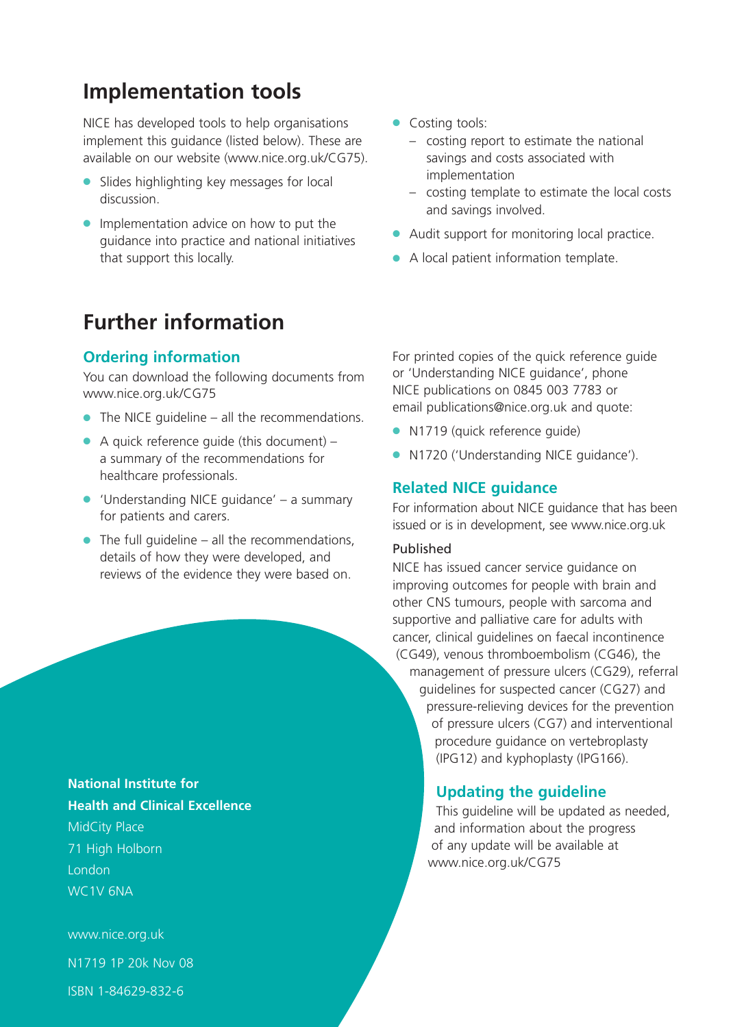## Implementation tools

NICE has developed tools to help organisations implement this guidance (listed below). These are available on our website (www.nice.org.uk/CG75).

- Slides highlighting key messages for local discussion.
- Implementation advice on how to put the guidance into practice and national initiatives that support this locally.
- Costing tools:
  - costing report to estimate the national savings and costs associated with implementation
  - costing template to estimate the local costs and savings involved.
- Audit support for monitoring local practice.
- A local patient information template.

## Further information

### Ordering information

You can download the following documents from www.nice.org.uk/CG75

- The NICE guideline – all the recommendations.
- A quick reference guide (this document) – a summary of the recommendations for healthcare professionals.
- 'Understanding NICE guidance' – a summary for patients and carers.
- The full guideline – all the recommendations, details of how they were developed, and reviews of the evidence they were based on.

For printed copies of the quick reference guide or 'Understanding NICE guidance', phone NICE publications on 0845 003 7783 or email publications@nice.org.uk and quote:

- N1719 (quick reference guide)
- N1720 ('Understanding NICE guidance').

### Related NICE guidance

For information about NICE guidance that has been issued or is in development, see www.nice.org.uk

Published

NICE has issued cancer service guidance on improving outcomes for people with brain and other CNS tumours, people with sarcoma and supportive and palliative care for adults with cancer, clinical guidelines on faecal incontinence (CG49), venous thromboembolism (CG46), the management of pressure ulcers (CG29), referral guidelines for suspected cancer (CG27) and pressure-relieving devices for the prevention of pressure ulcers (CG7) and interventional procedure guidance on vertebroplasty (IPG12) and kyphoplasty (IPG166).

### Updating the guideline

This guideline will be updated as needed, and information about the progress of any update will be available at www.nice.org.uk/CG75

**National Institute for Health and Clinical Excellence**
MidCity Place
71 High Holborn
London
WC1V 6NA

www.nice.org.uk

N1719 1P 20k Nov 08

ISBN 1-84629-832-6